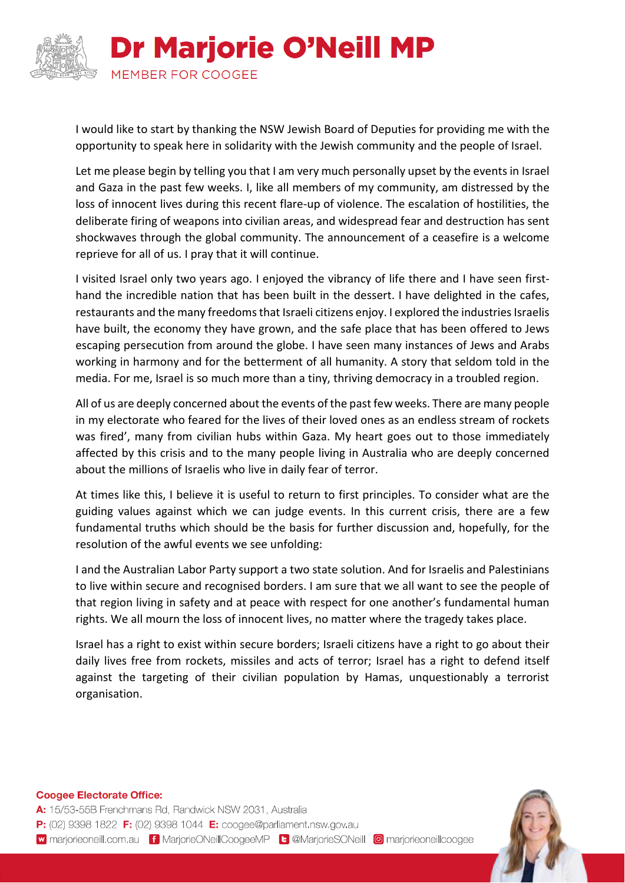# Dr Marjorie O'Neill MP

MEMBER FOR COOGEE

I would like to start by thanking the NSW Jewish Board of Deputies for providing me with the opportunity to speak here in solidarity with the Jewish community and the people of Israel.

Let me please begin by telling you that I am very much personally upset by the events in Israel and Gaza in the past few weeks. I, like all members of my community, am distressed by the loss of innocent lives during this recent flare-up of violence. The escalation of hostilities, the deliberate firing of weapons into civilian areas, and widespread fear and destruction has sent shockwaves through the global community. The announcement of a ceasefire is a welcome reprieve for all of us. I pray that it will continue.

I visited Israel only two years ago. I enjoyed the vibrancy of life there and I have seen first-hand the incredible nation that has been built in the dessert. I have delighted in the cafes, restaurants and the many freedoms that Israeli citizens enjoy. I explored the industries Israelis have built, the economy they have grown, and the safe place that has been offered to Jews escaping persecution from around the globe. I have seen many instances of Jews and Arabs working in harmony and for the betterment of all humanity. A story that seldom told in the media. For me, Israel is so much more than a tiny, thriving democracy in a troubled region.

All of us are deeply concerned about the events of the past few weeks. There are many people in my electorate who feared for the lives of their loved ones as an endless stream of rockets was fired', many from civilian hubs within Gaza. My heart goes out to those immediately affected by this crisis and to the many people living in Australia who are deeply concerned about the millions of Israelis who live in daily fear of terror.

At times like this, I believe it is useful to return to first principles. To consider what are the guiding values against which we can judge events. In this current crisis, there are a few fundamental truths which should be the basis for further discussion and, hopefully, for the resolution of the awful events we see unfolding:

I and the Australian Labor Party support a two state solution. And for Israelis and Palestinians to live within secure and recognised borders. I am sure that we all want to see the people of that region living in safety and at peace with respect for one another's fundamental human rights. We all mourn the loss of innocent lives, no matter where the tragedy takes place.

Israel has a right to exist within secure borders; Israeli citizens have a right to go about their daily lives free from rockets, missiles and acts of terror; Israel has a right to defend itself against the targeting of their civilian population by Hamas, unquestionably a terrorist organisation.

**Coogee Electorate Office:**
**A:** 15/53-55B Frenchmans Rd, Randwick NSW 2031, Australia
**P:** (02) 9398 1822 **F:** (02) 9398 1044 **E:** coogee@parliament.nsw.gov.au
marjorieoneill.com.au | MarjorieONeillCoogeeMP | @MarjorieSONeill | marjorieoneillcoogee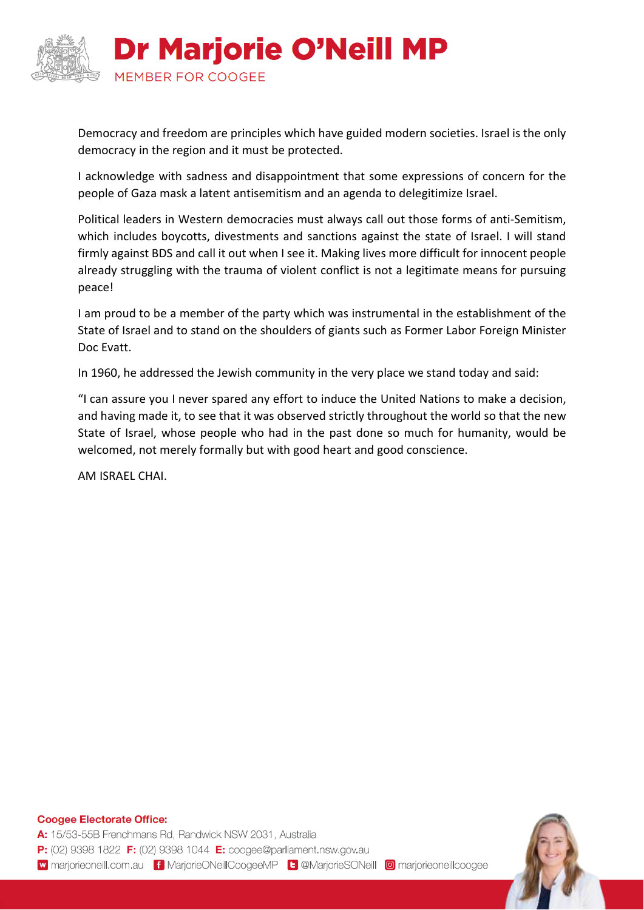Democracy and freedom are principles which have guided modern societies. Israel is the only democracy in the region and it must be protected.

I acknowledge with sadness and disappointment that some expressions of concern for the people of Gaza mask a latent antisemitism and an agenda to delegitimize Israel.

Political leaders in Western democracies must always call out those forms of anti-Semitism, which includes boycotts, divestments and sanctions against the state of Israel. I will stand firmly against BDS and call it out when I see it. Making lives more difficult for innocent people already struggling with the trauma of violent conflict is not a legitimate means for pursuing peace!

I am proud to be a member of the party which was instrumental in the establishment of the State of Israel and to stand on the shoulders of giants such as Former Labor Foreign Minister Doc Evatt.

In 1960, he addressed the Jewish community in the very place we stand today and said:

"I can assure you I never spared any effort to induce the United Nations to make a decision, and having made it, to see that it was observed strictly throughout the world so that the new State of Israel, whose people who had in the past done so much for humanity, would be welcomed, not merely formally but with good heart and good conscience.

AM ISRAEL CHAI.